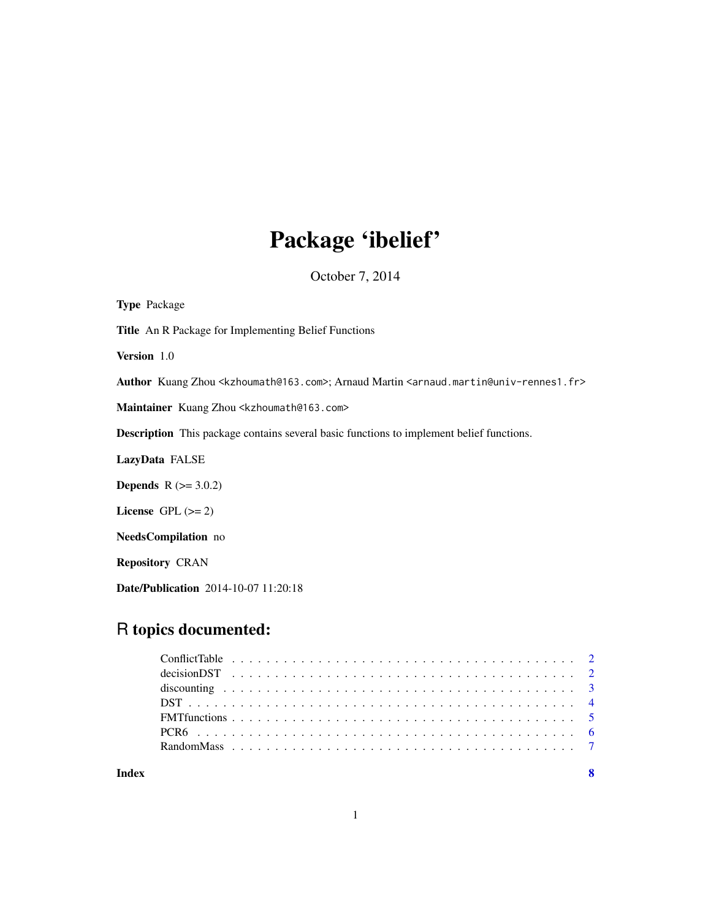# Package 'ibelief'

October 7, 2014

**Type** Package

**Title** An R Package for Implementing Belief Functions

**Version** 1.0

**Author** Kuang Zhou <kzhoumath@163.com>; Arnaud Martin <arnaud.martin@univ-rennes1.fr>

**Maintainer** Kuang Zhou <kzhoumath@163.com>

**Description** This package contains several basic functions to implement belief functions.

**LazyData** FALSE

**Depends** R (>= 3.0.2)

**License** GPL (>= 2)

**NeedsCompilation** no

**Repository** CRAN

**Date/Publication** 2014-10-07 11:20:18

## R topics documented:

- ConflictTable . . . . . . . . . . . . . . . . . . . . . . . . . . . . . . . . . . . . . . . 2
- decisionDST . . . . . . . . . . . . . . . . . . . . . . . . . . . . . . . . . . . . . . . . 2
- discounting . . . . . . . . . . . . . . . . . . . . . . . . . . . . . . . . . . . . . . . . 3
- DST . . . . . . . . . . . . . . . . . . . . . . . . . . . . . . . . . . . . . . . . . . . . 4
- FMTfunctions . . . . . . . . . . . . . . . . . . . . . . . . . . . . . . . . . . . . . . . 5
- PCR6 . . . . . . . . . . . . . . . . . . . . . . . . . . . . . . . . . . . . . . . . . . . 6
- RandomMass . . . . . . . . . . . . . . . . . . . . . . . . . . . . . . . . . . . . . . . 7

**Index** **8**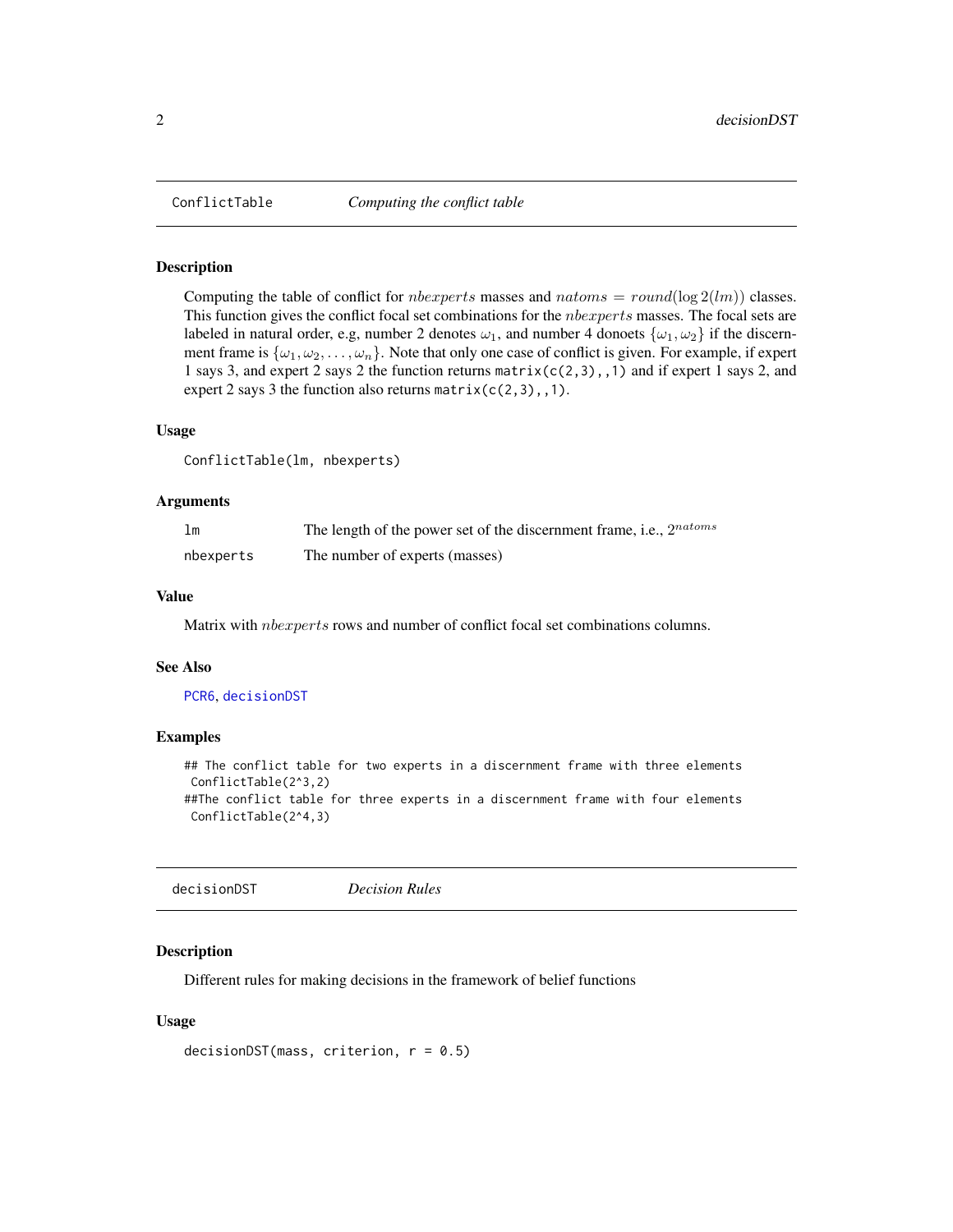## ConflictTable    *Computing the conflict table*

### Description

Computing the table of conflict for $nbexperts$ masses and $natoms = round(\log 2(lm))$ classes. This function gives the conflict focal set combinations for the $nbexperts$ masses. The focal sets are labeled in natural order, e.g, number 2 denotes $\omega_1$, and number 4 donoets $\{\omega_1, \omega_2\}$ if the discernment frame is $\{\omega_1, \omega_2, \ldots, \omega_n\}$. Note that only one case of conflict is given. For example, if expert 1 says 3, and expert 2 says 2 the function returns `matrix(c(2,3),,1)` and if expert 1 says 2, and expert 2 says 3 the function also returns `matrix(c(2,3),,1)`.

### Usage

```
ConflictTable(lm, nbexperts)
```

### Arguments

| | |
|---|---|
| lm | The length of the power set of the discernment frame, i.e., $2^{natoms}$ |
| nbexperts | The number of experts (masses) |

### Value

Matrix with $nbexperts$ rows and number of conflict focal set combinations columns.

### See Also

PCR6, decisionDST

### Examples

```
## The conflict table for two experts in a discernment frame with three elements
 ConflictTable(2^3,2)
##The conflict table for three experts in a discernment frame with four elements
 ConflictTable(2^4,3)
```

## decisionDST    *Decision Rules*

### Description

Different rules for making decisions in the framework of belief functions

### Usage

```
decisionDST(mass, criterion, r = 0.5)
```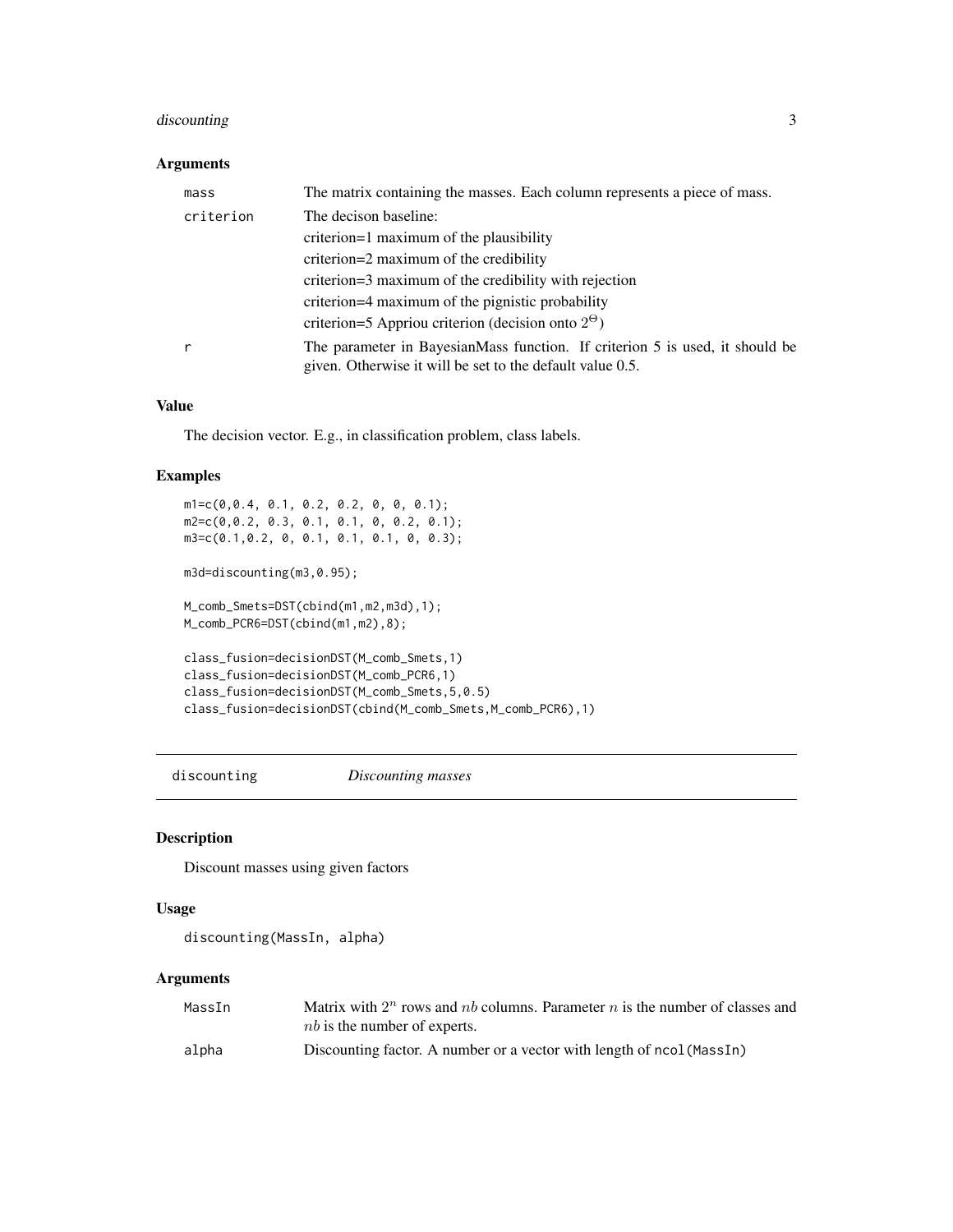### Arguments

| | |
|---|---|
| mass | The matrix containing the masses. Each column represents a piece of mass. |
| criterion | The decison baseline:<br>criterion=1 maximum of the plausibility<br>criterion=2 maximum of the credibility<br>criterion=3 maximum of the credibility with rejection<br>criterion=4 maximum of the pignistic probability<br>criterion=5 Appriou criterion (decision onto $2^{\Theta}$) |
| r | The parameter in BayesianMass function. If criterion 5 is used, it should be given. Otherwise it will be set to the default value 0.5. |

### Value

The decision vector. E.g., in classification problem, class labels.

### Examples

```
m1=c(0,0.4, 0.1, 0.2, 0.2, 0, 0, 0.1);
m2=c(0,0.2, 0.3, 0.1, 0.1, 0, 0.2, 0.1);
m3=c(0.1,0.2, 0, 0.1, 0.1, 0.1, 0, 0.3);

m3d=discounting(m3,0.95);

M_comb_Smets=DST(cbind(m1,m2,m3d),1);
M_comb_PCR6=DST(cbind(m1,m2),8);

class_fusion=decisionDST(M_comb_Smets,1)
class_fusion=decisionDST(M_comb_PCR6,1)
class_fusion=decisionDST(M_comb_Smets,5,0.5)
class_fusion=decisionDST(cbind(M_comb_Smets,M_comb_PCR6),1)
```

---

## discounting *Discounting masses*

### Description

Discount masses using given factors

### Usage

```
discounting(MassIn, alpha)
```

### Arguments

| | |
|---|---|
| MassIn | Matrix with $2^n$ rows and $nb$ columns. Parameter $n$ is the number of classes and $nb$ is the number of experts. |
| alpha | Discounting factor. A number or a vector with length of ncol(MassIn) |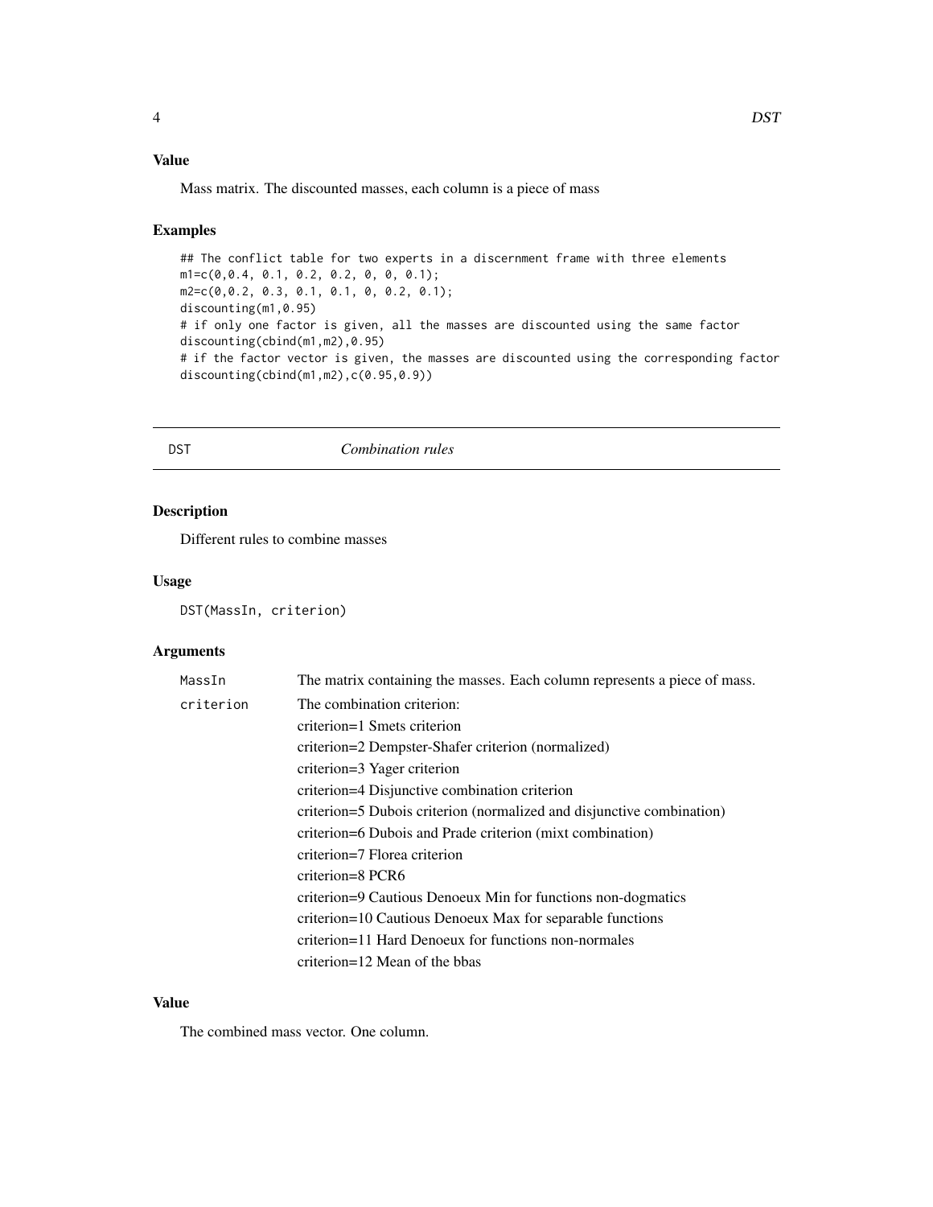### Value

Mass matrix. The discounted masses, each column is a piece of mass

### Examples

```
## The conflict table for two experts in a discernment frame with three elements
m1=c(0,0.4, 0.1, 0.2, 0.2, 0, 0, 0.1);
m2=c(0,0.2, 0.3, 0.1, 0.1, 0, 0.2, 0.1);
discounting(m1,0.95)
# if only one factor is given, all the masses are discounted using the same factor
discounting(cbind(m1,m2),0.95)
# if the factor vector is given, the masses are discounted using the corresponding factor
discounting(cbind(m1,m2),c(0.95,0.9))
```

---

## DST *Combination rules*

### Description

Different rules to combine masses

### Usage

```
DST(MassIn, criterion)
```

### Arguments

| | |
|---|---|
| MassIn | The matrix containing the masses. Each column represents a piece of mass. |
| criterion | The combination criterion:<br>criterion=1 Smets criterion<br>criterion=2 Dempster-Shafer criterion (normalized)<br>criterion=3 Yager criterion<br>criterion=4 Disjunctive combination criterion<br>criterion=5 Dubois criterion (normalized and disjunctive combination)<br>criterion=6 Dubois and Prade criterion (mixt combination)<br>criterion=7 Florea criterion<br>criterion=8 PCR6<br>criterion=9 Cautious Denoeux Min for functions non-dogmatics<br>criterion=10 Cautious Denoeux Max for separable functions<br>criterion=11 Hard Denoeux for functions non-normales<br>criterion=12 Mean of the bbas |

### Value

The combined mass vector. One column.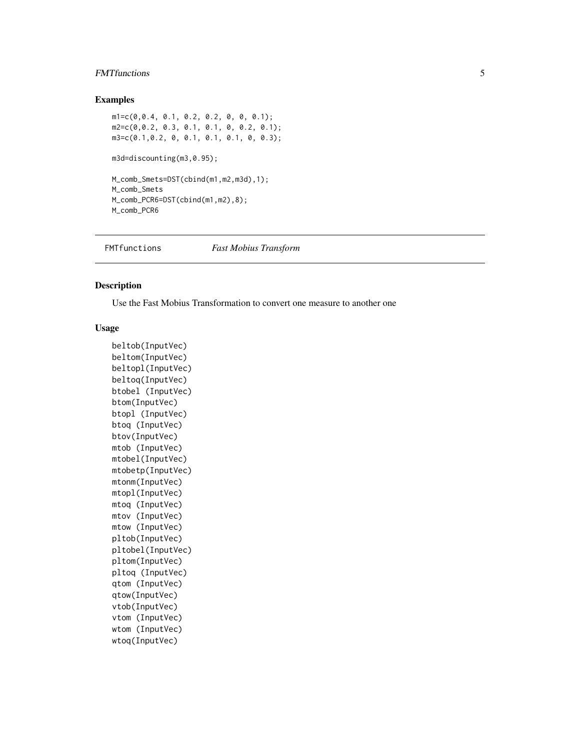### Examples

```
m1=c(0,0.4, 0.1, 0.2, 0.2, 0, 0, 0.1);
m2=c(0,0.2, 0.3, 0.1, 0.1, 0, 0.2, 0.1);
m3=c(0.1,0.2, 0, 0.1, 0.1, 0.1, 0, 0.3);

m3d=discounting(m3,0.95);

M_comb_Smets=DST(cbind(m1,m2,m3d),1);
M_comb_Smets
M_comb_PCR6=DST(cbind(m1,m2),8);
M_comb_PCR6
```

---

## FMTfunctions *Fast Mobius Transform*

---

### Description

Use the Fast Mobius Transformation to convert one measure to another one

### Usage

```
beltob(InputVec)
beltom(InputVec)
beltopl(InputVec)
beltoq(InputVec)
btobel (InputVec)
btom(InputVec)
btopl (InputVec)
btoq (InputVec)
btov(InputVec)
mtob (InputVec)
mtobel(InputVec)
mtobetp(InputVec)
mtonm(InputVec)
mtopl(InputVec)
mtoq (InputVec)
mtov (InputVec)
mtow (InputVec)
pltob(InputVec)
pltobel(InputVec)
pltom(InputVec)
pltoq (InputVec)
qtom (InputVec)
qtow(InputVec)
vtob(InputVec)
vtom (InputVec)
wtom (InputVec)
wtoq(InputVec)
```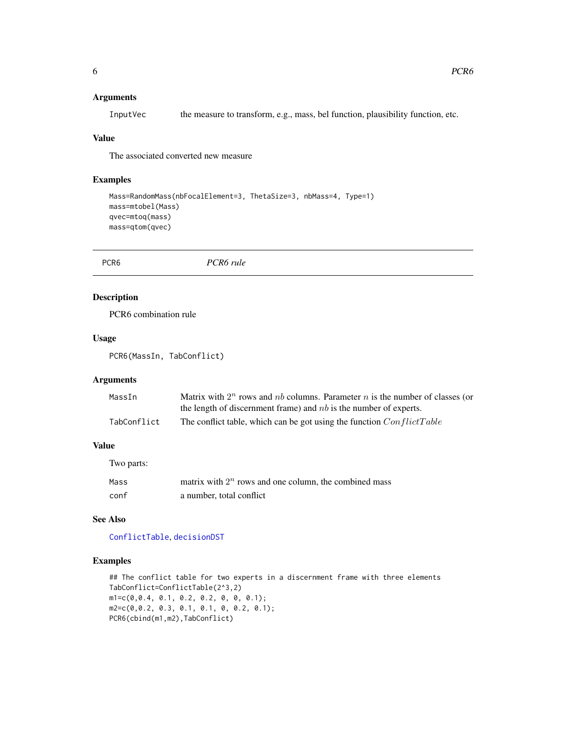### Arguments

| | |
|---|---|
| InputVec | the measure to transform, e.g., mass, bel function, plausibility function, etc. |

### Value

The associated converted new measure

### Examples

```
Mass=RandomMass(nbFocalElement=3, ThetaSize=3, nbMass=4, Type=1)
mass=mtobel(Mass)
qvec=mtoq(mass)
mass=qtom(qvec)
```

---

## PCR6 *PCR6 rule*

### Description

PCR6 combination rule

### Usage

```
PCR6(MassIn, TabConflict)
```

### Arguments

| | |
|---|---|
| MassIn | Matrix with $2^n$ rows and $nb$ columns. Parameter $n$ is the number of classes (or the length of discernment frame) and $nb$ is the number of experts. |
| TabConflict | The conflict table, which can be got using the function $ConflictTable$ |

### Value

Two parts:

| | |
|---|---|
| Mass | matrix with $2^n$ rows and one column, the combined mass |
| conf | a number, total conflict |

### See Also

ConflictTable, decisionDST

### Examples

```
## The conflict table for two experts in a discernment frame with three elements
TabConflict=ConflictTable(2^3,2)
m1=c(0,0.4, 0.1, 0.2, 0.2, 0, 0, 0.1);
m2=c(0,0.2, 0.3, 0.1, 0.1, 0, 0.2, 0.1);
PCR6(cbind(m1,m2),TabConflict)
```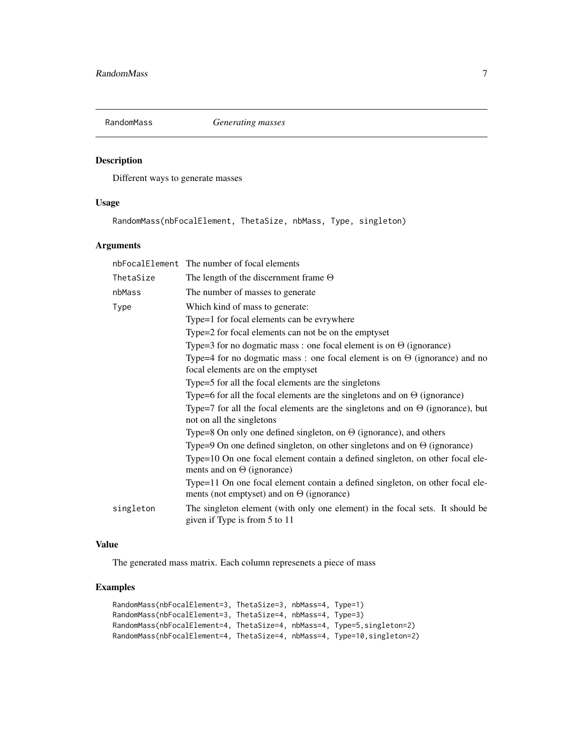## RandomMass *Generating masses*

### Description

Different ways to generate masses

### Usage

```
RandomMass(nbFocalElement, ThetaSize, nbMass, Type, singleton)
```

### Arguments

| | |
|---|---|
| nbFocalElement | The number of focal elements |
| ThetaSize | The length of the discernment frame $\Theta$ |
| nbMass | The number of masses to generate |
| Type | Which kind of mass to generate:<br>Type=1 for focal elements can be evrywhere<br>Type=2 for focal elements can not be on the emptyset<br>Type=3 for no dogmatic mass : one focal element is on $\Theta$ (ignorance)<br>Type=4 for no dogmatic mass : one focal element is on $\Theta$ (ignorance) and no focal elements are on the emptyset<br>Type=5 for all the focal elements are the singletons<br>Type=6 for all the focal elements are the singletons and on $\Theta$ (ignorance)<br>Type=7 for all the focal elements are the singletons and on $\Theta$ (ignorance), but not on all the singletons<br>Type=8 On only one defined singleton, on $\Theta$ (ignorance), and others<br>Type=9 On one defined singleton, on other singletons and on $\Theta$ (ignorance)<br>Type=10 On one focal element contain a defined singleton, on other focal elements and on $\Theta$ (ignorance)<br>Type=11 On one focal element contain a defined singleton, on other focal elements (not emptyset) and on $\Theta$ (ignorance) |
| singleton | The singleton element (with only one element) in the focal sets. It should be given if Type is from 5 to 11 |

### Value

The generated mass matrix. Each column represenets a piece of mass

### Examples

```
RandomMass(nbFocalElement=3, ThetaSize=3, nbMass=4, Type=1)
RandomMass(nbFocalElement=3, ThetaSize=4, nbMass=4, Type=3)
RandomMass(nbFocalElement=4, ThetaSize=4, nbMass=4, Type=5,singleton=2)
RandomMass(nbFocalElement=4, ThetaSize=4, nbMass=4, Type=10,singleton=2)
```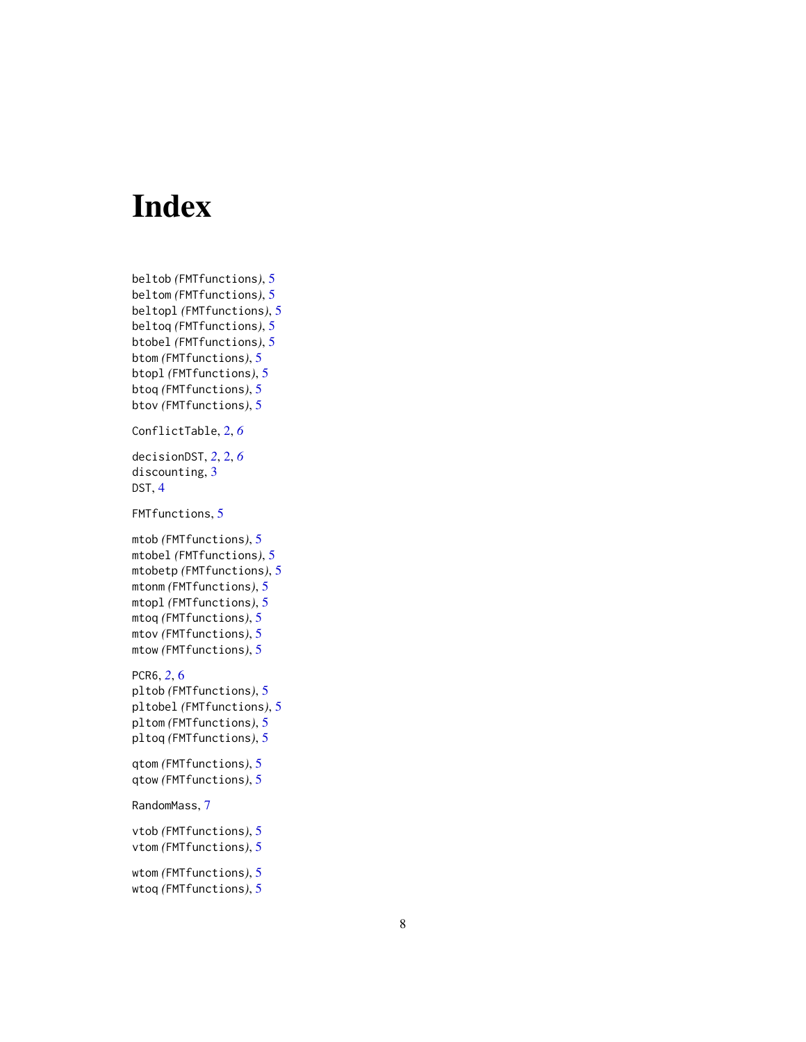# Index

beltob *(FMTfunctions)*, 5
beltom *(FMTfunctions)*, 5
beltopl *(FMTfunctions)*, 5
beltoq *(FMTfunctions)*, 5
btobel *(FMTfunctions)*, 5
btom *(FMTfunctions)*, 5
btopl *(FMTfunctions)*, 5
btoq *(FMTfunctions)*, 5
btov *(FMTfunctions)*, 5

ConflictTable, 2, *6*

decisionDST, *2*, 2, *6*
discounting, 3
DST, 4

FMTfunctions, 5

mtob *(FMTfunctions)*, 5
mtobel *(FMTfunctions)*, 5
mtobetp *(FMTfunctions)*, 5
mtonm *(FMTfunctions)*, 5
mtopl *(FMTfunctions)*, 5
mtoq *(FMTfunctions)*, 5
mtov *(FMTfunctions)*, 5
mtow *(FMTfunctions)*, 5

PCR6, *2*, 6
pltob *(FMTfunctions)*, 5
pltobel *(FMTfunctions)*, 5
pltom *(FMTfunctions)*, 5
pltoq *(FMTfunctions)*, 5

qtom *(FMTfunctions)*, 5
qtow *(FMTfunctions)*, 5

RandomMass, 7

vtob *(FMTfunctions)*, 5
vtom *(FMTfunctions)*, 5

wtom *(FMTfunctions)*, 5
wtoq *(FMTfunctions)*, 5